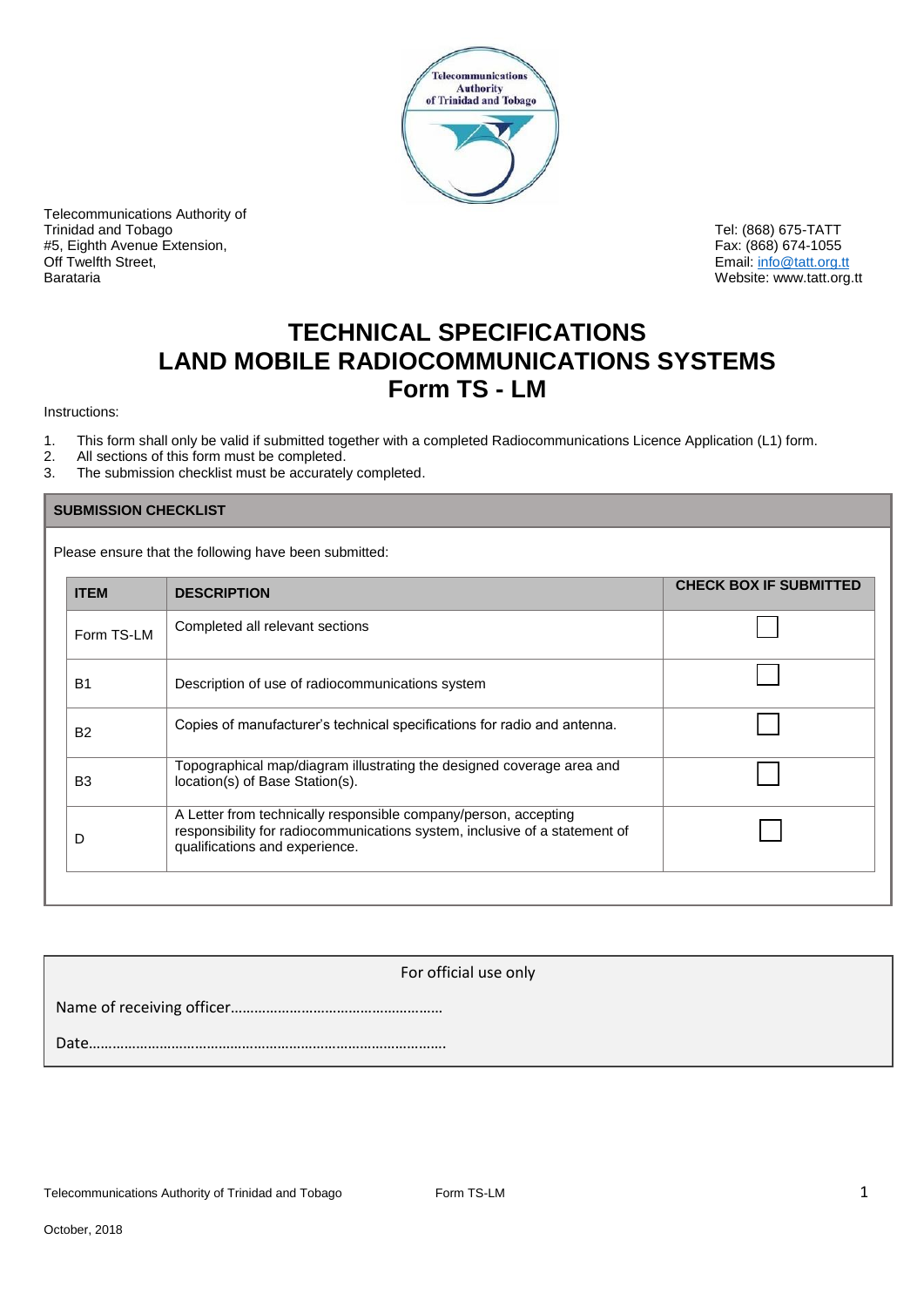Telecommunications Authority of Trinidad and Tobago
#5, Eighth Avenue Extension,
Off Twelfth Street,
Barataria

Tel: (868) 675-TATT
Fax: (868) 674-1055
Email: info@tatt.org.tt
Website: www.tatt.org.tt

# TECHNICAL SPECIFICATIONS
# LAND MOBILE RADIOCOMMUNICATIONS SYSTEMS
# Form TS - LM

Instructions:

1. This form shall only be valid if submitted together with a completed Radiocommunications Licence Application (L1) form.
2. All sections of this form must be completed.
3. The submission checklist must be accurately completed.

## SUBMISSION CHECKLIST

Please ensure that the following have been submitted:

| ITEM | DESCRIPTION | CHECK BOX IF SUBMITTED |
|---|---|---|
| Form TS-LM | Completed all relevant sections | ☐ |
| B1 | Description of use of radiocommunications system | ☐ |
| B2 | Copies of manufacturer's technical specifications for radio and antenna. | ☐ |
| B3 | Topographical map/diagram illustrating the designed coverage area and location(s) of Base Station(s). | ☐ |
| D | A Letter from technically responsible company/person, accepting responsibility for radiocommunications system, inclusive of a statement of qualifications and experience. | ☐ |

For official use only

Name of receiving officer………………………………………………

Date……………………………………………………………………………….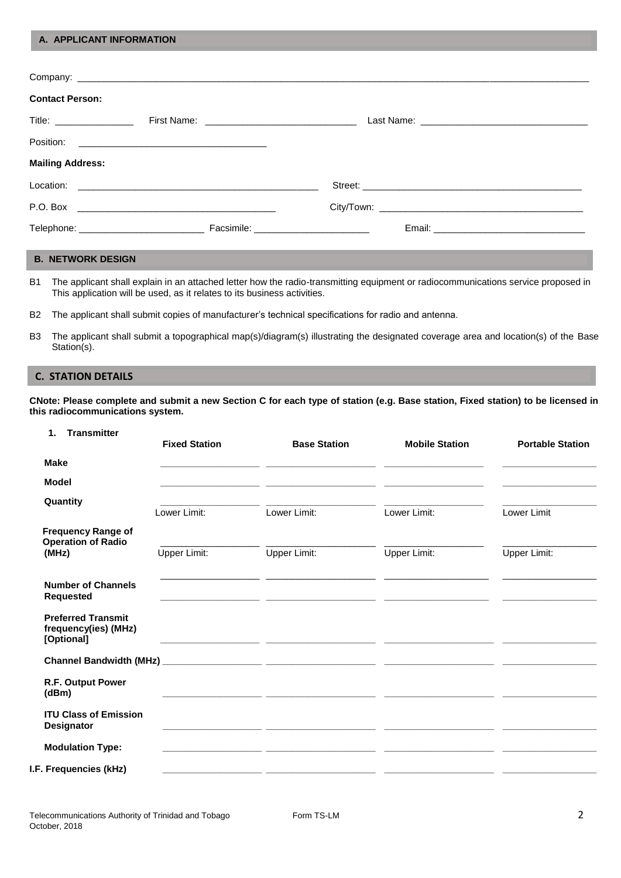## A. APPLICANT INFORMATION

Company: ______________________________________________

**Contact Person:**

Title: ______________ First Name: ______________________ Last Name: ______________________

Position: ______________________________

**Mailing Address:**

Location: ______________________________ Street: ______________________________

P.O. Box ______________________________ City/Town: ______________________________

Telephone: ____________________ Facsimile: ____________________ Email: ____________________

## B. NETWORK DESIGN

B1 The applicant shall explain in an attached letter how the radio-transmitting equipment or radiocommunications service proposed in This application will be used, as it relates to its business activities.

B2 The applicant shall submit copies of manufacturer's technical specifications for radio and antenna.

B3 The applicant shall submit a topographical map(s)/diagram(s) illustrating the designated coverage area and location(s) of the Base Station(s).

## C. STATION DETAILS

**CNote: Please complete and submit a new Section C for each type of station (e.g. Base station, Fixed station) to be licensed in this radiocommunications system.**

**1. Transmitter**

| | Fixed Station | Base Station | Mobile Station | Portable Station |
|---|---|---|---|---|
| **Make** | | | | |
| **Model** | | | | |
| **Quantity** | | | | |
| **Frequency Range of Operation of Radio (MHz)** | Lower Limit: | Lower Limit: | Lower Limit: | Lower Limit |
| | Upper Limit: | Upper Limit: | Upper Limit: | Upper Limit: |
| **Number of Channels Requested** | | | | |
| **Preferred Transmit frequency(ies) (MHz) [Optional]** | | | | |
| **Channel Bandwidth (MHz)** | | | | |
| **R.F. Output Power (dBm)** | | | | |
| **ITU Class of Emission Designator** | | | | |
| **Modulation Type:** | | | | |
| **I.F. Frequencies (kHz)** | | | | |

Telecommunications Authority of Trinidad and Tobago
October, 2018

Form TS-LM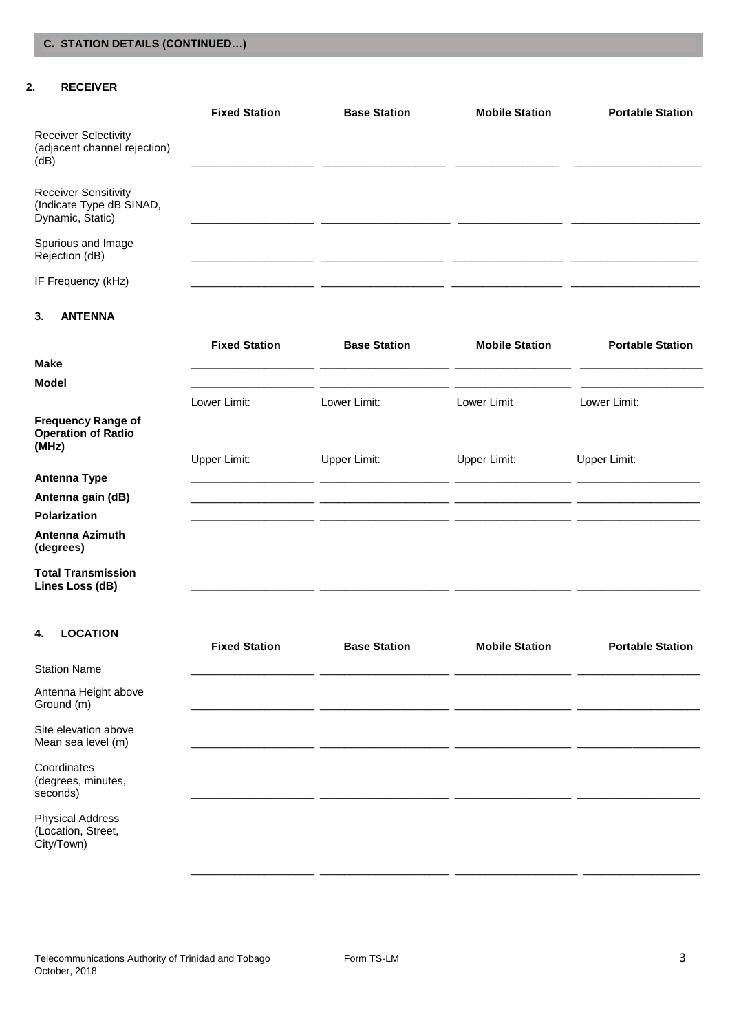## C. STATION DETAILS (CONTINUED…)

### 2. RECEIVER

| | Fixed Station | Base Station | Mobile Station | Portable Station |
|---|---|---|---|---|
| Receiver Selectivity (adjacent channel rejection) (dB) | | | | |
| Receiver Sensitivity (Indicate Type dB SINAD, Dynamic, Static) | | | | |
| Spurious and Image Rejection (dB) | | | | |
| IF Frequency (kHz) | | | | |

### 3. ANTENNA

| | Fixed Station | Base Station | Mobile Station | Portable Station |
|---|---|---|---|---|
| **Make** | | | | |
| **Model** | | | | |
| **Frequency Range of Operation of Radio (MHz)** | Lower Limit: | Lower Limit: | Lower Limit | Lower Limit: |
| | Upper Limit: | Upper Limit: | Upper Limit: | Upper Limit: |
| **Antenna Type** | | | | |
| **Antenna gain (dB)** | | | | |
| **Polarization** | | | | |
| **Antenna Azimuth (degrees)** | | | | |
| **Total Transmission Lines Loss (dB)** | | | | |

### 4. LOCATION

| | Fixed Station | Base Station | Mobile Station | Portable Station |
|---|---|---|---|---|
| Station Name | | | | |
| Antenna Height above Ground (m) | | | | |
| Site elevation above Mean sea level (m) | | | | |
| Coordinates (degrees, minutes, seconds) | | | | |
| Physical Address (Location, Street, City/Town) | | | | |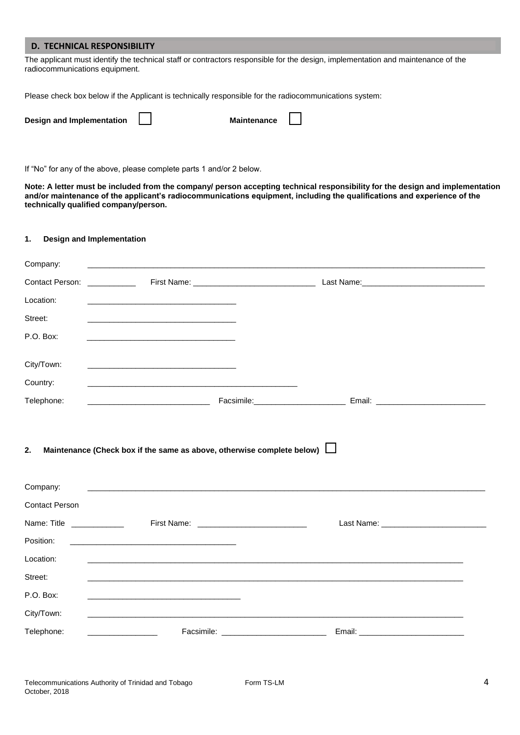## D. TECHNICAL RESPONSIBILITY

The applicant must identify the technical staff or contractors responsible for the design, implementation and maintenance of the radiocommunications equipment.

Please check box below if the Applicant is technically responsible for the radiocommunications system:

**Design and Implementation** ☐ **Maintenance** ☐

If "No" for any of the above, please complete parts 1 and/or 2 below.

**Note: A letter must be included from the company/ person accepting technical responsibility for the design and implementation and/or maintenance of the applicant's radiocommunications equipment, including the qualifications and experience of the technically qualified company/person.**

### 1. Design and Implementation

Company: ______________________________________________

Contact Person: ___________ First Name: ____________________________ Last Name: ____________________________

Location: ______________________________

Street: ______________________________

P.O. Box: ______________________________

City/Town: ______________________________

Country: ______________________________________________

Telephone: ___________________________ Facsimile: _____________________ Email: _________________________

### 2. Maintenance (Check box if the same as above, otherwise complete below) ☐

Company: ______________________________________________

Contact Person

Name: Title ____________ First Name: _________________________ Last Name: ________________________

Position: ______________________________

Location: ______________________________________________

Street: ______________________________________________

P.O. Box: ______________________________

City/Town: ______________________________________________

Telephone: _______________ Facsimile: ________________________ Email: ________________________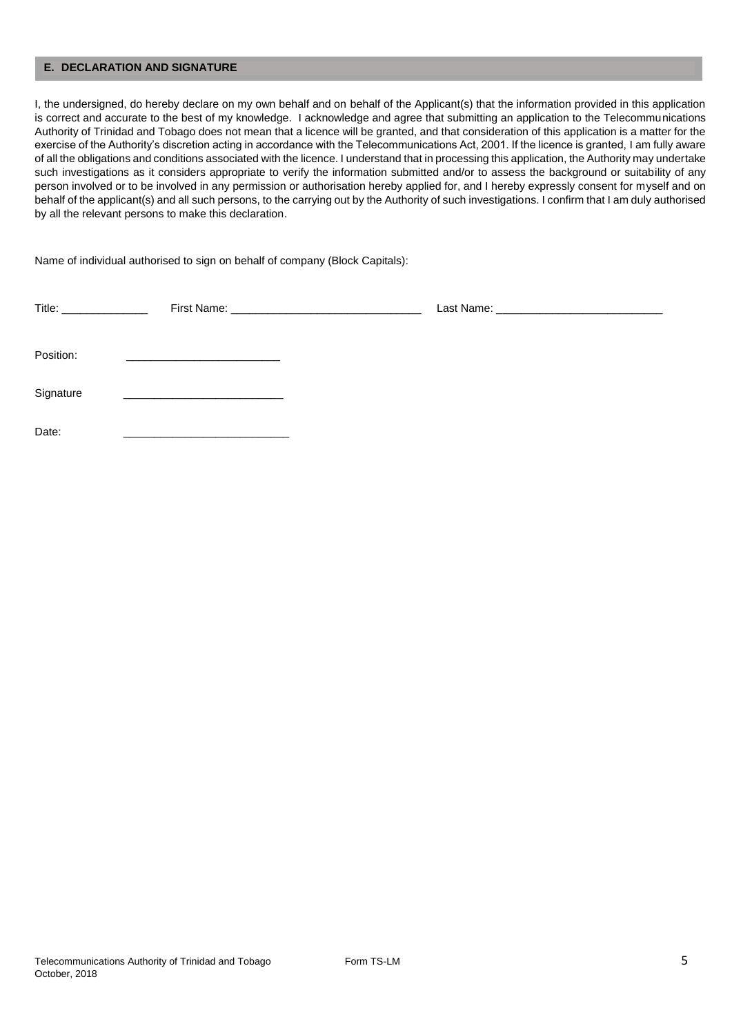## E. DECLARATION AND SIGNATURE

I, the undersigned, do hereby declare on my own behalf and on behalf of the Applicant(s) that the information provided in this application is correct and accurate to the best of my knowledge. I acknowledge and agree that submitting an application to the Telecommunications Authority of Trinidad and Tobago does not mean that a licence will be granted, and that consideration of this application is a matter for the exercise of the Authority's discretion acting in accordance with the Telecommunications Act, 2001. If the licence is granted, I am fully aware of all the obligations and conditions associated with the licence. I understand that in processing this application, the Authority may undertake such investigations as it considers appropriate to verify the information submitted and/or to assess the background or suitability of any person involved or to be involved in any permission or authorisation hereby applied for, and I hereby expressly consent for myself and on behalf of the applicant(s) and all such persons, to the carrying out by the Authority of such investigations. I confirm that I am duly authorised by all the relevant persons to make this declaration.

Name of individual authorised to sign on behalf of company (Block Capitals):

Title: ______________ First Name: ______________________________ Last Name: __________________________

Position: ________________________

Signature ________________________

Date: ________________________